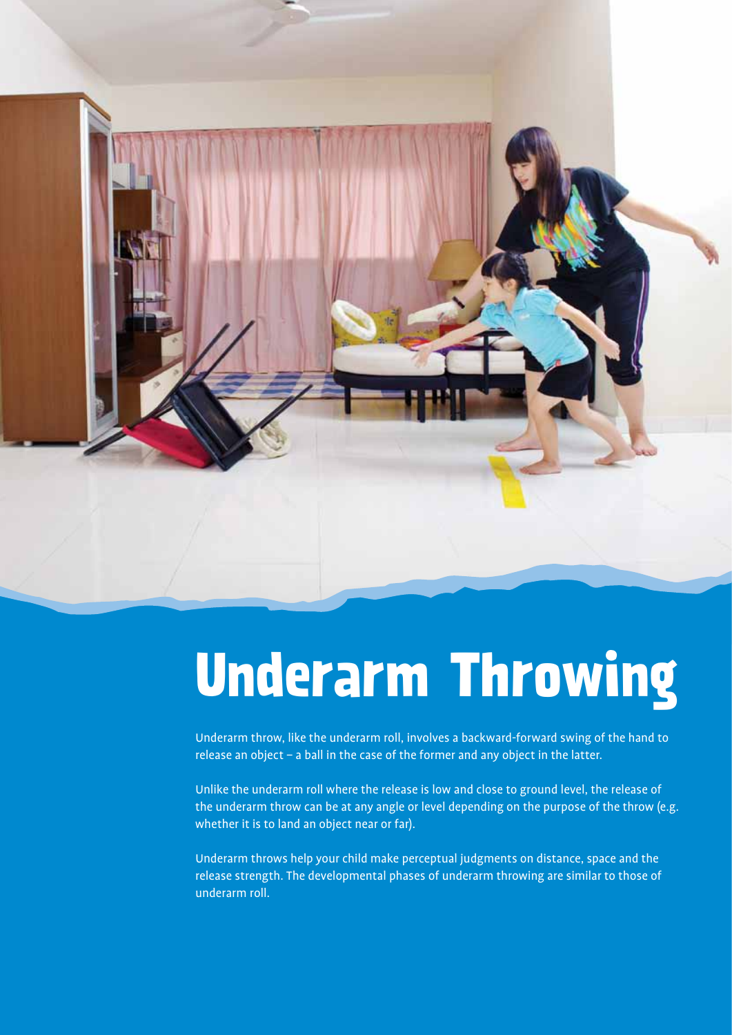# Underarm Throwing

Underarm throw, like the underarm roll, involves a backward-forward swing of the hand to release an object – a ball in the case of the former and any object in the latter.

Unlike the underarm roll where the release is low and close to ground level, the release of the underarm throw can be at any angle or level depending on the purpose of the throw (e.g. whether it is to land an object near or far).

Underarm throws help your child make perceptual judgments on distance, space and the release strength. The developmental phases of underarm throwing are similar to those of underarm roll.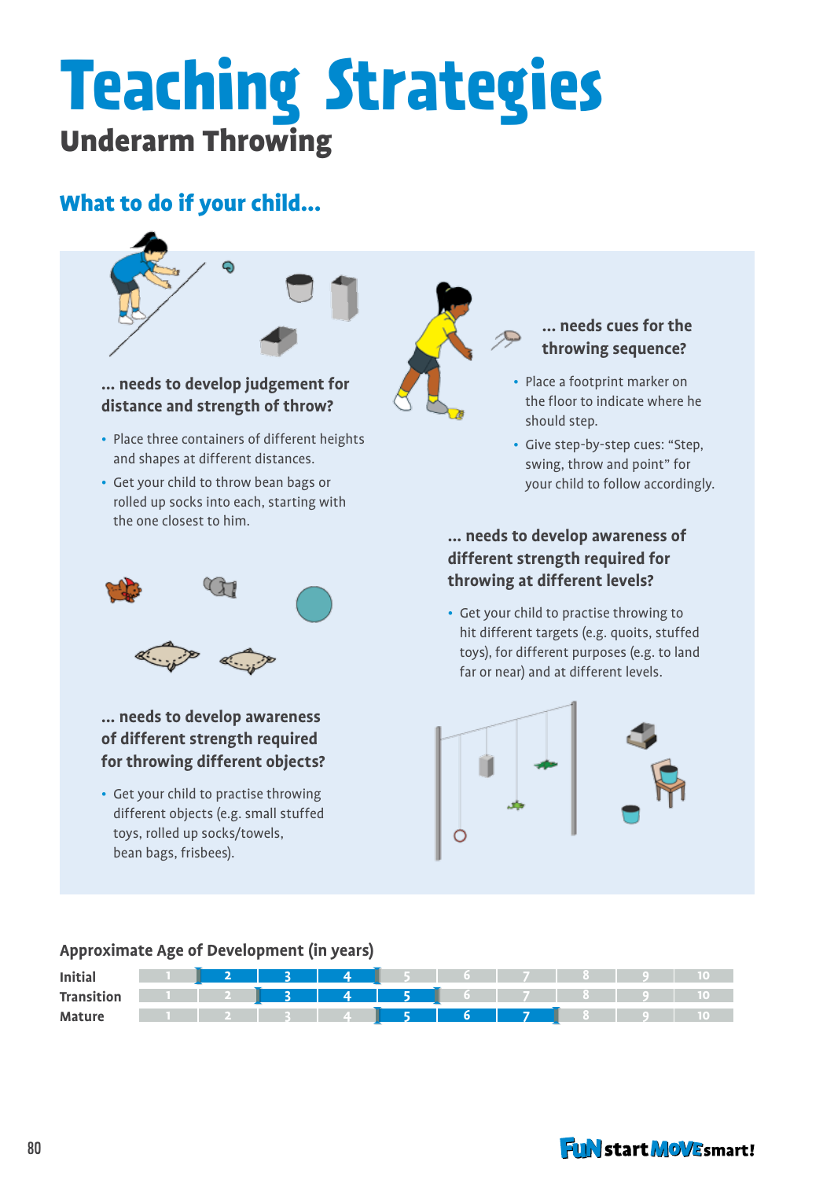# Teaching Strategies

## Underarm Throwing

### What to do if your child...

#### ... needs to develop judgement for distance and strength of throw?

- Place three containers of different heights and shapes at different distances.
- Get your child to throw bean bags or rolled up socks into each, starting with the one closest to him.

#### ... needs cues for the throwing sequence?

- Place a footprint marker on the floor to indicate where he should step.
- Give step-by-step cues: "Step, swing, throw and point" for your child to follow accordingly.

#### ... needs to develop awareness of different strength required for throwing at different levels?

- Get your child to practise throwing to hit different targets (e.g. quoits, stuffed toys), for different purposes (e.g. to land far or near) and at different levels.

#### ... needs to develop awareness of different strength required for throwing different objects?

- Get your child to practise throwing different objects (e.g. small stuffed toys, rolled up socks/towels, bean bags, frisbees).

**Approximate Age of Development (in years)**

| Stage | Age range (years) |
|---|---|
| Initial | 2 – 4 |
| Transition | 3 – 5 |
| Mature | 5 – 7 |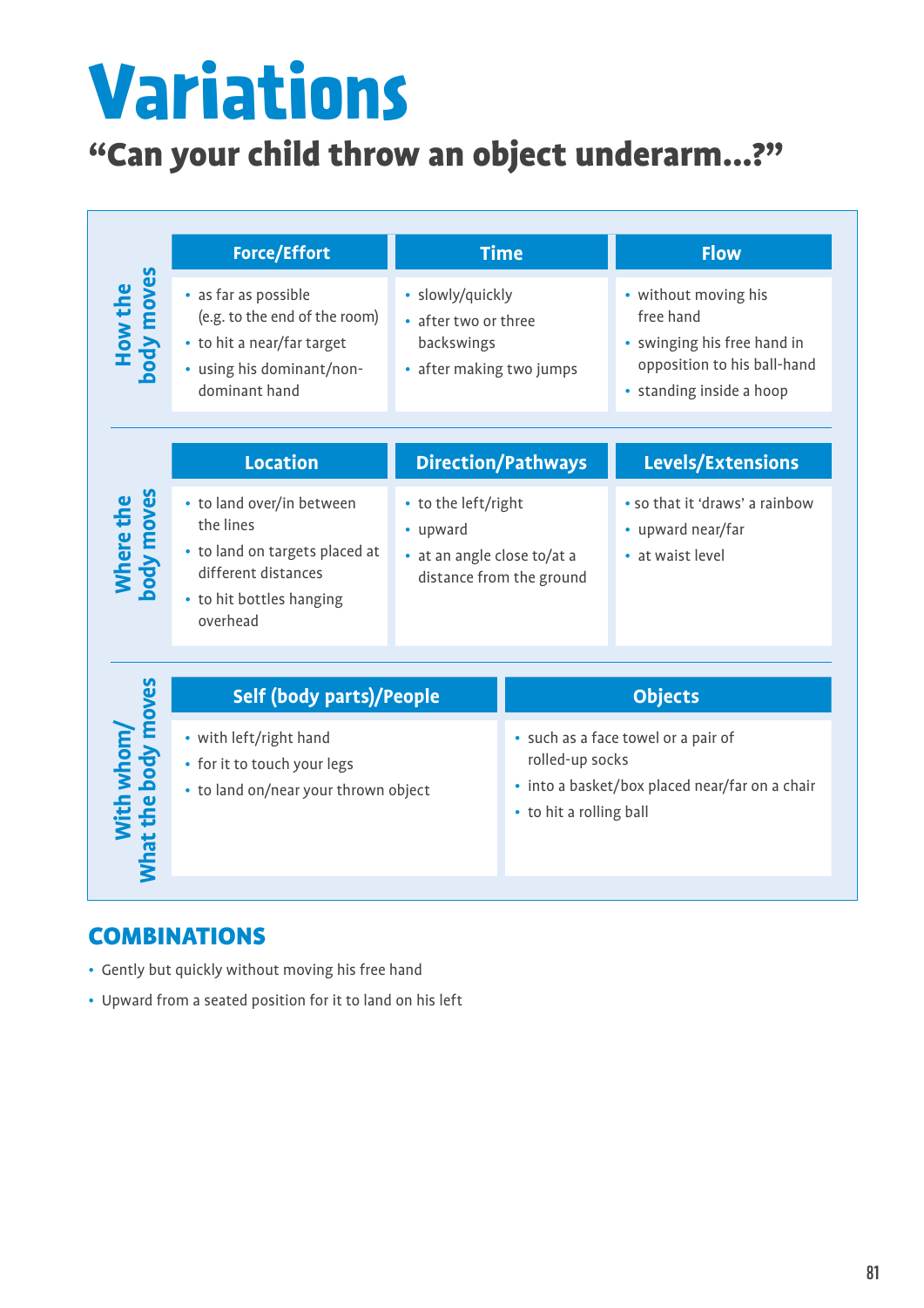# Variations

## "Can your child throw an object underarm...?"

### How the body moves

| Force/Effort | Time | Flow |
|---|---|---|
| • as far as possible (e.g. to the end of the room)<br>• to hit a near/far target<br>• using his dominant/non-dominant hand | • slowly/quickly<br>• after two or three backswings<br>• after making two jumps | • without moving his free hand<br>• swinging his free hand in opposition to his ball-hand<br>• standing inside a hoop |

### Where the body moves

| Location | Direction/Pathways | Levels/Extensions |
|---|---|---|
| • to land over/in between the lines<br>• to land on targets placed at different distances<br>• to hit bottles hanging overhead | • to the left/right<br>• upward<br>• at an angle close to/at a distance from the ground | • so that it 'draws' a rainbow<br>• upward near/far<br>• at waist level |

### With whom/What the body moves

| Self (body parts)/People | Objects |
|---|---|
| • with left/right hand<br>• for it to touch your legs<br>• to land on/near your thrown object | • such as a face towel or a pair of rolled-up socks<br>• into a basket/box placed near/far on a chair<br>• to hit a rolling ball |

## COMBINATIONS

- Gently but quickly without moving his free hand
- Upward from a seated position for it to land on his left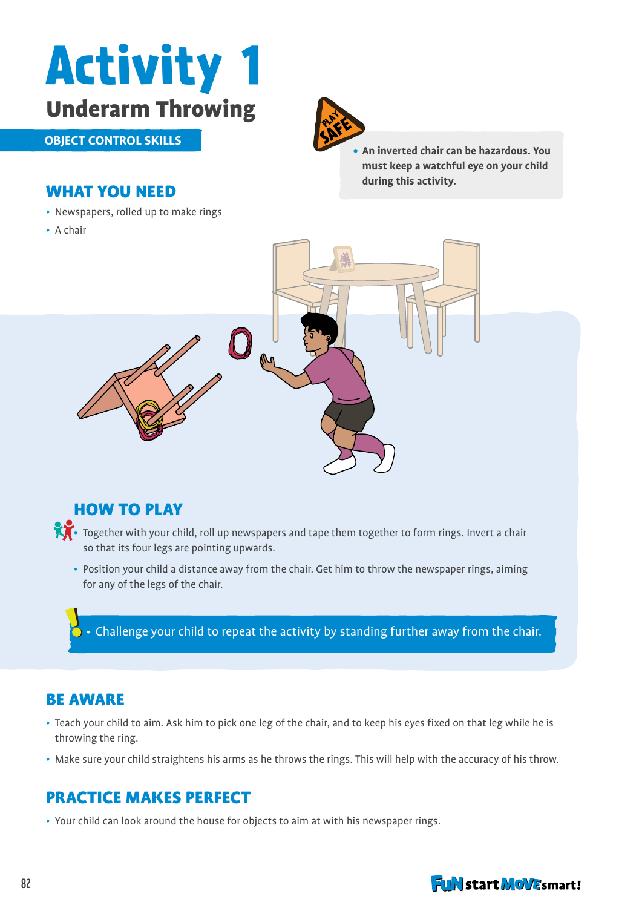# Activity 1

## Underarm Throwing

OBJECT CONTROL SKILLS

PLAY SAFE

- An inverted chair can be hazardous. You must keep a watchful eye on your child during this activity.

### WHAT YOU NEED

- Newspapers, rolled up to make rings
- A chair

### HOW TO PLAY

- Together with your child, roll up newspapers and tape them together to form rings. Invert a chair so that its four legs are pointing upwards.
- Position your child a distance away from the chair. Get him to throw the newspaper rings, aiming for any of the legs of the chair.

- Challenge your child to repeat the activity by standing further away from the chair.

### BE AWARE

- Teach your child to aim. Ask him to pick one leg of the chair, and to keep his eyes fixed on that leg while he is throwing the ring.
- Make sure your child straightens his arms as he throws the rings. This will help with the accuracy of his throw.

### PRACTICE MAKES PERFECT

- Your child can look around the house for objects to aim at with his newspaper rings.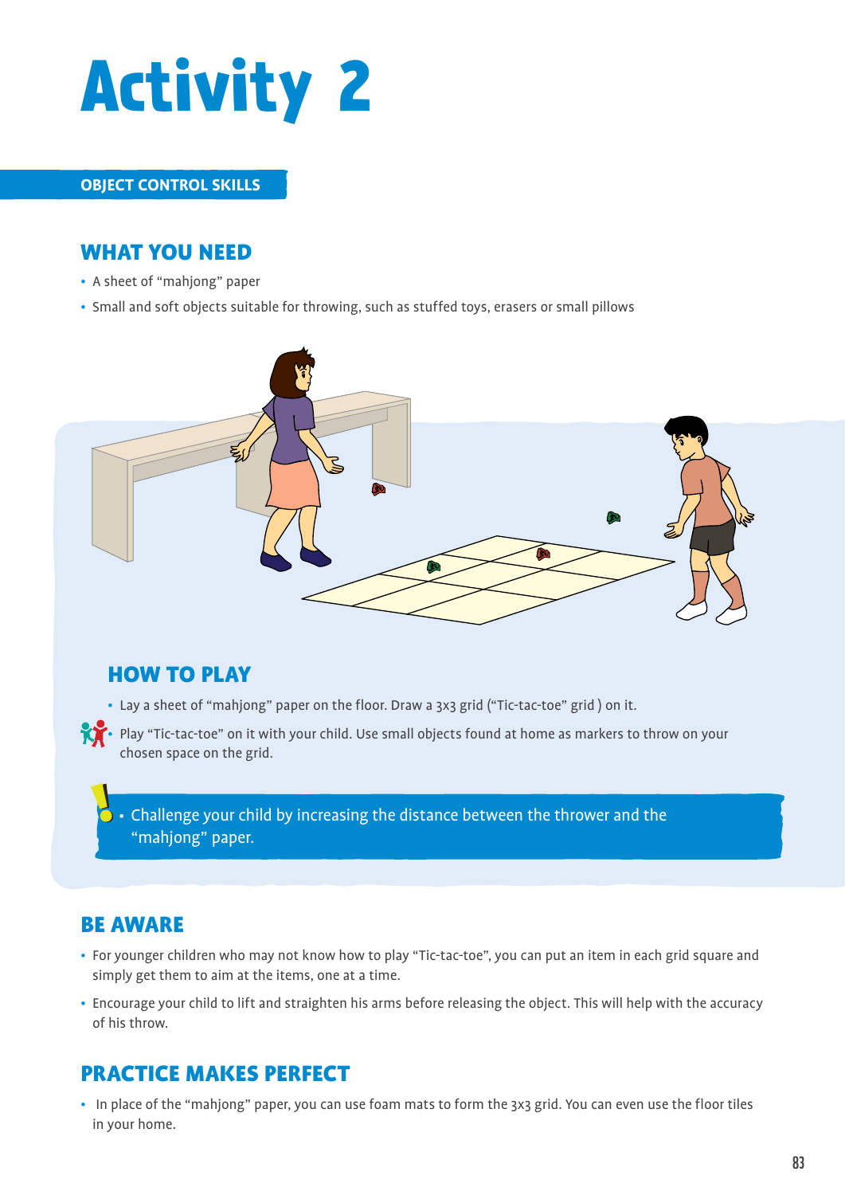# Activity 2

## OBJECT CONTROL SKILLS

### WHAT YOU NEED

- A sheet of "mahjong" paper
- Small and soft objects suitable for throwing, such as stuffed toys, erasers or small pillows

### HOW TO PLAY

- Lay a sheet of "mahjong" paper on the floor. Draw a 3x3 grid ("Tic-tac-toe" grid ) on it.
- Play "Tic-tac-toe" on it with your child. Use small objects found at home as markers to throw on your chosen space on the grid.

- Challenge your child by increasing the distance between the thrower and the "mahjong" paper.

### BE AWARE

- For younger children who may not know how to play "Tic-tac-toe", you can put an item in each grid square and simply get them to aim at the items, one at a time.
- Encourage your child to lift and straighten his arms before releasing the object. This will help with the accuracy of his throw.

### PRACTICE MAKES PERFECT

- In place of the "mahjong" paper, you can use foam mats to form the 3x3 grid. You can even use the floor tiles in your home.